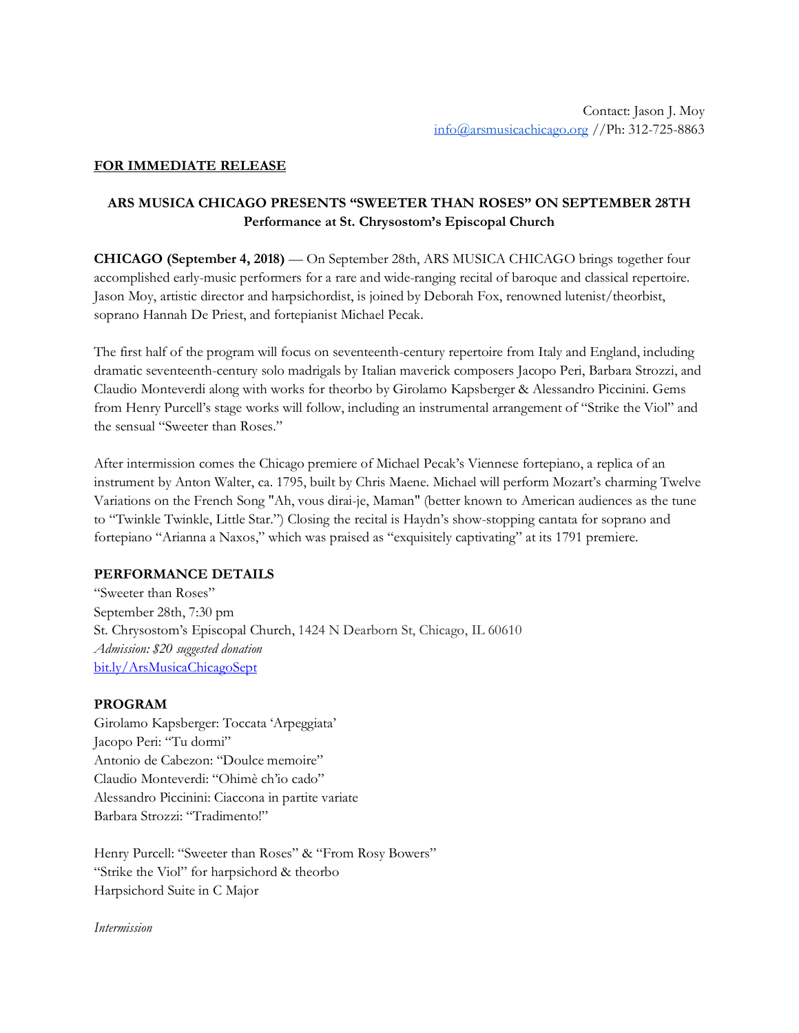Contact: Jason J. Moy
info@arsmusicachicago.org //Ph: 312-725-8863

**FOR IMMEDIATE RELEASE**

## ARS MUSICA CHICAGO PRESENTS "SWEETER THAN ROSES" ON SEPTEMBER 28TH

### Performance at St. Chrysostom's Episcopal Church

**CHICAGO (September 4, 2018)** — On September 28th, ARS MUSICA CHICAGO brings together four accomplished early-music performers for a rare and wide-ranging recital of baroque and classical repertoire. Jason Moy, artistic director and harpsichordist, is joined by Deborah Fox, renowned lutenist/theorbist, soprano Hannah De Priest, and fortepianist Michael Pecak.

The first half of the program will focus on seventeenth-century repertoire from Italy and England, including dramatic seventeenth-century solo madrigals by Italian maverick composers Jacopo Peri, Barbara Strozzi, and Claudio Monteverdi along with works for theorbo by Girolamo Kapsberger & Alessandro Piccinini. Gems from Henry Purcell's stage works will follow, including an instrumental arrangement of "Strike the Viol" and the sensual "Sweeter than Roses."

After intermission comes the Chicago premiere of Michael Pecak's Viennese fortepiano, a replica of an instrument by Anton Walter, ca. 1795, built by Chris Maene. Michael will perform Mozart's charming Twelve Variations on the French Song "Ah, vous dirai-je, Maman" (better known to American audiences as the tune to "Twinkle Twinkle, Little Star.") Closing the recital is Haydn's show-stopping cantata for soprano and fortepiano "Arianna a Naxos," which was praised as "exquisitely captivating" at its 1791 premiere.

**PERFORMANCE DETAILS**

"Sweeter than Roses"
September 28th, 7:30 pm
St. Chrysostom's Episcopal Church, 1424 N Dearborn St, Chicago, IL 60610
*Admission: $20 suggested donation*
bit.ly/ArsMusicaChicagoSept

**PROGRAM**

Girolamo Kapsberger: Toccata 'Arpeggiata'
Jacopo Peri: "Tu dormi"
Antonio de Cabezon: "Doulce memoire"
Claudio Monteverdi: "Ohimè ch'io cado"
Alessandro Piccinini: Ciaccona in partite variate
Barbara Strozzi: "Tradimento!"

Henry Purcell: "Sweeter than Roses" & "From Rosy Bowers"
"Strike the Viol" for harpsichord & theorbo
Harpsichord Suite in C Major

*Intermission*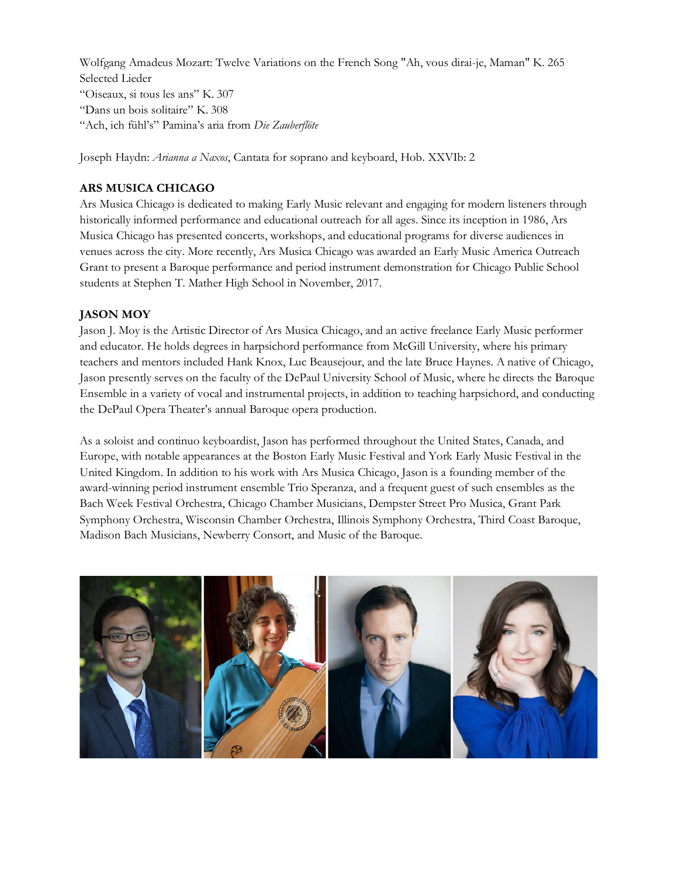Wolfgang Amadeus Mozart: Twelve Variations on the French Song "Ah, vous dirai-je, Maman" K. 265
Selected Lieder
"Oiseaux, si tous les ans" K. 307
"Dans un bois solitaire" K. 308
"Ach, ich fühl's" Pamina's aria from *Die Zauberflöte*

Joseph Haydn: *Arianna a Naxos*, Cantata for soprano and keyboard, Hob. XXVIb: 2

**ARS MUSICA CHICAGO**

Ars Musica Chicago is dedicated to making Early Music relevant and engaging for modern listeners through historically informed performance and educational outreach for all ages. Since its inception in 1986, Ars Musica Chicago has presented concerts, workshops, and educational programs for diverse audiences in venues across the city. More recently, Ars Musica Chicago was awarded an Early Music America Outreach Grant to present a Baroque performance and period instrument demonstration for Chicago Public School students at Stephen T. Mather High School in November, 2017.

**JASON MOY**

Jason J. Moy is the Artistic Director of Ars Musica Chicago, and an active freelance Early Music performer and educator. He holds degrees in harpsichord performance from McGill University, where his primary teachers and mentors included Hank Knox, Luc Beausejour, and the late Bruce Haynes. A native of Chicago, Jason presently serves on the faculty of the DePaul University School of Music, where he directs the Baroque Ensemble in a variety of vocal and instrumental projects, in addition to teaching harpsichord, and conducting the DePaul Opera Theater's annual Baroque opera production.

As a soloist and continuo keyboardist, Jason has performed throughout the United States, Canada, and Europe, with notable appearances at the Boston Early Music Festival and York Early Music Festival in the United Kingdom. In addition to his work with Ars Musica Chicago, Jason is a founding member of the award-winning period instrument ensemble Trio Speranza, and a frequent guest of such ensembles as the Bach Week Festival Orchestra, Chicago Chamber Musicians, Dempster Street Pro Musica, Grant Park Symphony Orchestra, Wisconsin Chamber Orchestra, Illinois Symphony Orchestra, Third Coast Baroque, Madison Bach Musicians, Newberry Consort, and Music of the Baroque.